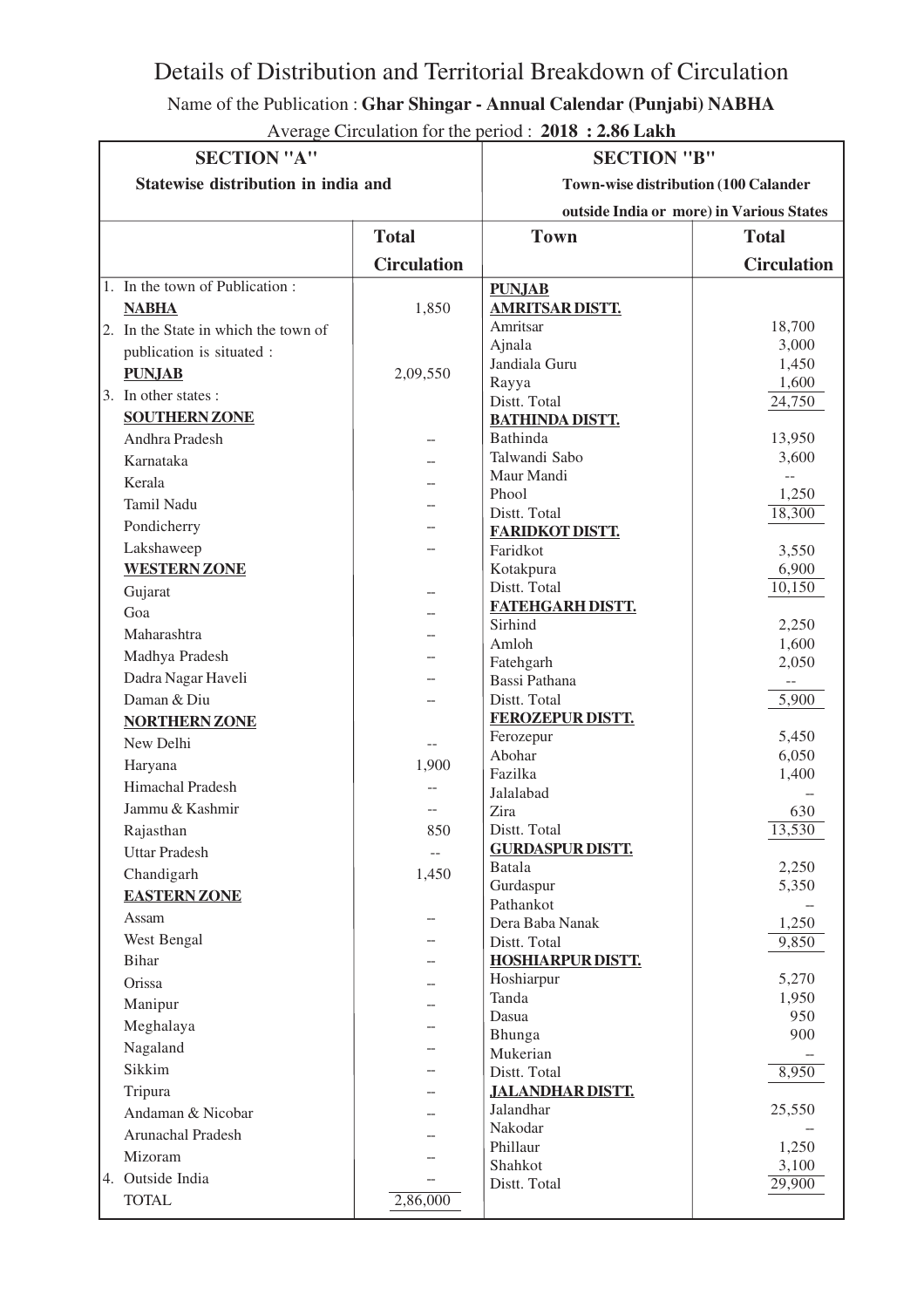# Details of Distribution and Territorial Breakdown of Circulation

Name of the Publication : **Ghar Shingar - Annual Calendar (Punjabi) NABHA**

Average Circulation for the period : **2018 : 2.86 Lakh**

| SECTION "A" Statewise distribution in india and | | SECTION "B" Town-wise distribution (100 Calander outside India or more) in Various States | |
|---|---|---|---|
| | **Total Circulation** | **Town** | **Total Circulation** |
| 1. In the town of Publication : | | **PUNJAB** | |
| **NABHA** | 1,850 | **AMRITSAR DISTT.** | |
| 2. In the State in which the town of publication is situated : | | Amritsar | 18,700 |
| | | Ajnala | 3,000 |
| **PUNJAB** | 2,09,550 | Jandiala Guru | 1,450 |
| | | Rayya | 1,600 |
| 3. In other states : | | Distt. Total | 24,750 |
| **SOUTHERN ZONE** | | **BATHINDA DISTT.** | |
| Andhra Pradesh | -- | Bathinda | 13,950 |
| Karnataka | -- | Talwandi Sabo | 3,600 |
| Kerala | -- | Maur Mandi | -- |
| Tamil Nadu | -- | Phool | 1,250 |
| Pondicherry | -- | Distt. Total | 18,300 |
| Lakshaweep | -- | **FARIDKOT DISTT.** | |
| **WESTERN ZONE** | | Faridkot | 3,550 |
| Gujarat | -- | Kotakpura | 6,900 |
| Goa | -- | Distt. Total | 10,150 |
| Maharashtra | -- | **FATEHGARH DISTT.** | |
| Madhya Pradesh | -- | Sirhind | 2,250 |
| Dadra Nagar Haveli | -- | Amloh | 1,600 |
| Daman & Diu | -- | Fatehgarh | 2,050 |
| **NORTHERN ZONE** | | Bassi Pathana | -- |
| New Delhi | -- | Distt. Total | 5,900 |
| Haryana | 1,900 | **FEROZEPUR DISTT.** | |
| Himachal Pradesh | -- | Ferozepur | 5,450 |
| Jammu & Kashmir | -- | Abohar | 6,050 |
| Rajasthan | 850 | Fazilka | 1,400 |
| Uttar Pradesh | -- | Jalalabad | -- |
| Chandigarh | 1,450 | Zira | 630 |
| **EASTERN ZONE** | | Distt. Total | 13,530 |
| Assam | -- | **GURDASPUR DISTT.** | |
| West Bengal | -- | Batala | 2,250 |
| Bihar | -- | Gurdaspur | 5,350 |
| Orissa | -- | Pathankot | -- |
| Manipur | -- | Dera Baba Nanak | 1,250 |
| Meghalaya | -- | Distt. Total | 9,850 |
| Nagaland | -- | **HOSHIARPUR DISTT.** | |
| Sikkim | -- | Hoshiarpur | 5,270 |
| Tripura | -- | Tanda | 1,950 |
| Andaman & Nicobar | -- | Dasua | 950 |
| Arunachal Pradesh | -- | Bhunga | 900 |
| Mizoram | -- | Mukerian | -- |
| 4. Outside India | -- | Distt. Total | 8,950 |
| TOTAL | 2,86,000 | **JALANDHAR DISTT.** | |
| | | Jalandhar | 25,550 |
| | | Nakodar | -- |
| | | Phillaur | 1,250 |
| | | Shahkot | 3,100 |
| | | Distt. Total | 29,900 |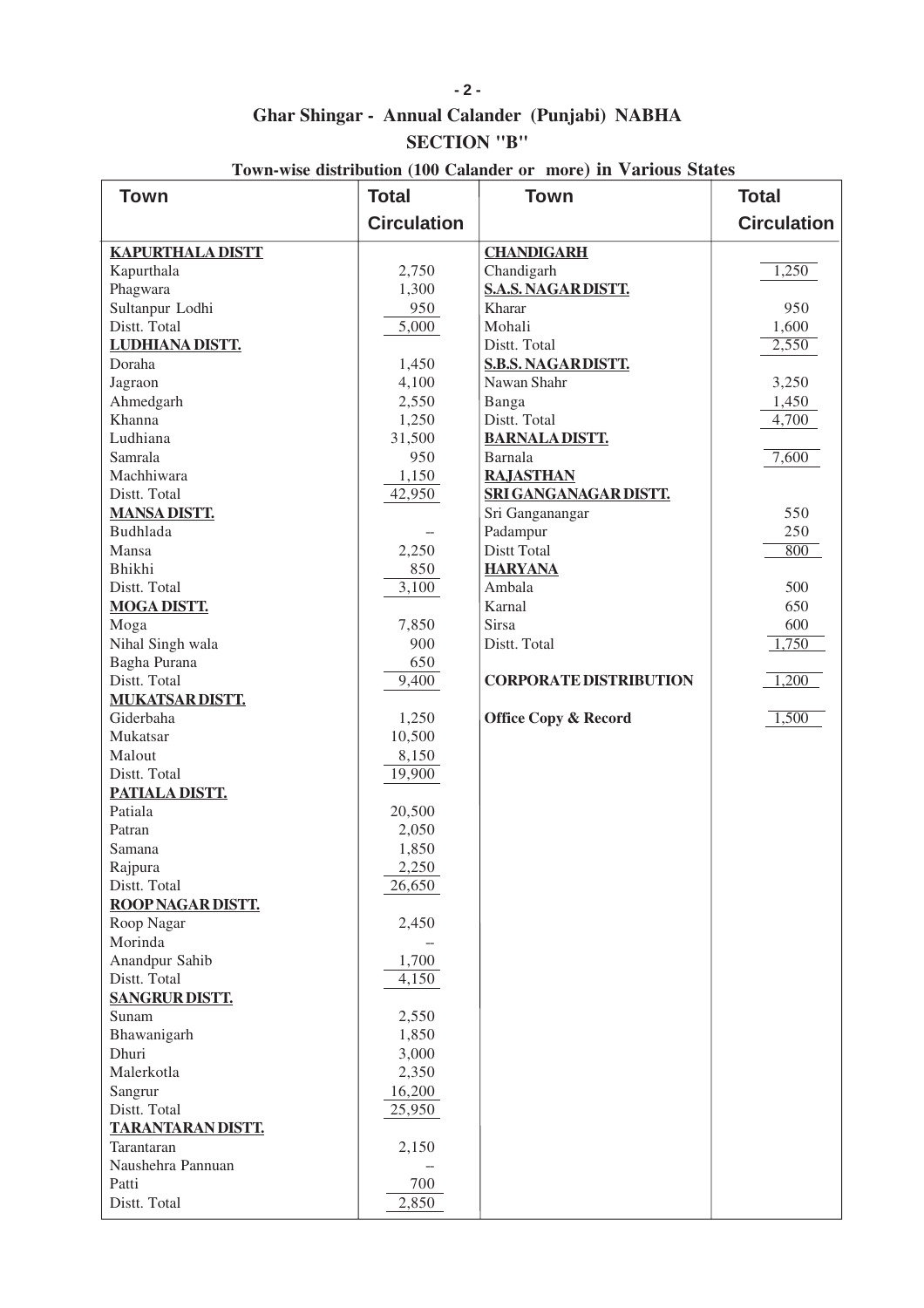# Ghar Shingar - Annual Calander (Punjabi) NABHA

## SECTION "B"

### Town-wise distribution (100 Calander or more) in Various States

| Town | Total Circulation | Town | Total Circulation |
|---|---|---|---|
| **KAPURTHALA DISTT** | | **CHANDIGARH** | |
| Kapurthala | 2,750 | Chandigarh | 1,250 |
| Phagwara | 1,300 | **S.A.S. NAGAR DISTT.** | |
| Sultanpur Lodhi | 950 | Kharar | 950 |
| Distt. Total | 5,000 | Mohali | 1,600 |
| **LUDHIANA DISTT.** | | Distt. Total | 2,550 |
| Doraha | 1,450 | **S.B.S. NAGAR DISTT.** | |
| Jagraon | 4,100 | Nawan Shahr | 3,250 |
| Ahmedgarh | 2,550 | Banga | 1,450 |
| Khanna | 1,250 | Distt. Total | 4,700 |
| Ludhiana | 31,500 | **BARNALA DISTT.** | |
| Samrala | 950 | Barnala | 7,600 |
| Machhiwara | 1,150 | **RAJASTHAN** | |
| Distt. Total | 42,950 | **SRI GANGANAGAR DISTT.** | |
| **MANSA DISTT.** | | Sri Ganganagar | 550 |
| Budhlada | -- | Padampur | 250 |
| Mansa | 2,250 | Distt Total | 800 |
| Bhikhi | 850 | **HARYANA** | |
| Distt. Total | 3,100 | Ambala | 500 |
| **MOGA DISTT.** | | Karnal | 650 |
| Moga | 7,850 | Sirsa | 600 |
| Nihal Singh wala | 900 | Distt. Total | 1,750 |
| Bagha Purana | 650 | | |
| Distt. Total | 9,400 | **CORPORATE DISTRIBUTION** | 1,200 |
| **MUKATSAR DISTT.** | | | |
| Giderbaha | 1,250 | **Office Copy & Record** | 1,500 |
| Mukatsar | 10,500 | | |
| Malout | 8,150 | | |
| Distt. Total | 19,900 | | |
| **PATIALA DISTT.** | | | |
| Patiala | 20,500 | | |
| Patran | 2,050 | | |
| Samana | 1,850 | | |
| Rajpura | 2,250 | | |
| Distt. Total | 26,650 | | |
| **ROOP NAGAR DISTT.** | | | |
| Roop Nagar | 2,450 | | |
| Morinda | -- | | |
| Anandpur Sahib | 1,700 | | |
| Distt. Total | 4,150 | | |
| **SANGRUR DISTT.** | | | |
| Sunam | 2,550 | | |
| Bhawanigarh | 1,850 | | |
| Dhuri | 3,000 | | |
| Malerkotla | 2,350 | | |
| Sangrur | 16,200 | | |
| Distt. Total | 25,950 | | |
| **TARANTARAN DISTT.** | | | |
| Tarantaran | 2,150 | | |
| Naushehra Pannuan | -- | | |
| Patti | 700 | | |
| Distt. Total | 2,850 | | |